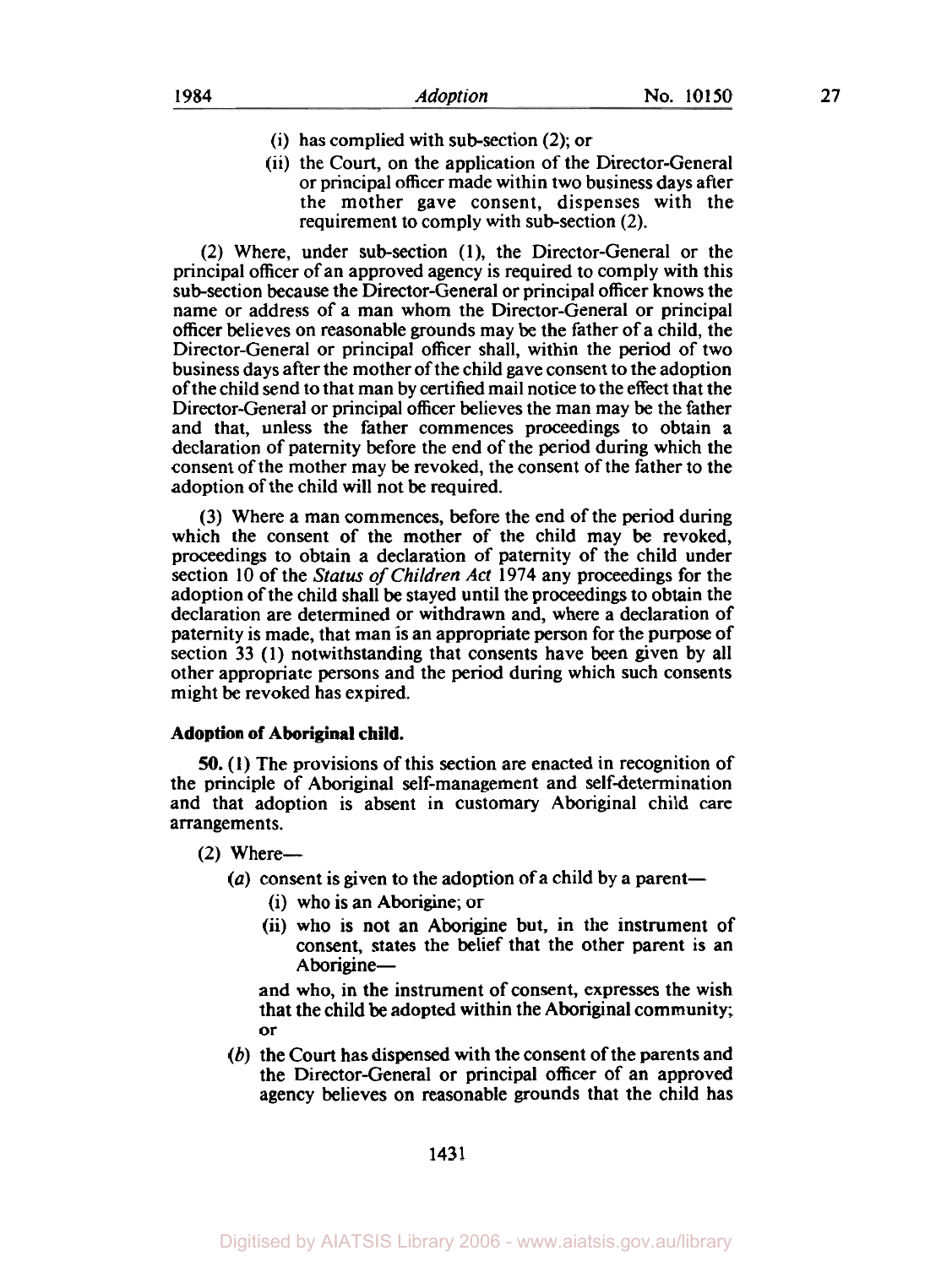(i) has complied with sub-section (2); or

(ii) the Court, on the application of the Director-General or principal officer made within two business days after the mother gave consent, dispenses with the requirement to comply with sub-section (2).

(2) Where, under sub-section (1), the Director-General or the principal officer of an approved agency is required to comply with this sub-section because the Director-General or principal officer knows the name or address of a man whom the Director-General or principal officer believes on reasonable grounds may be the father of a child, the Director-General or principal officer shall, within the period of two business days after the mother of the child gave consent to the adoption of the child send to that man by certified mail notice to the effect that the Director-General or principal officer believes the man may be the father and that, unless the father commences proceedings to obtain a declaration of paternity before the end of the period during which the consent of the mother may be revoked, the consent of the father to the adoption of the child will not be required.

(3) Where a man commences, before the end of the period during which the consent of the mother of the child may be revoked, proceedings to obtain a declaration of paternity of the child under section 10 of the *Status of Children Act* 1974 any proceedings for the adoption of the child shall be stayed until the proceedings to obtain the declaration are determined or withdrawn and, where a declaration of paternity is made, that man is an appropriate person for the purpose of section 33 (1) notwithstanding that consents have been given by all other appropriate persons and the period during which such consents might be revoked has expired.

**Adoption of Aboriginal child.**

**50.** (1) The provisions of this section are enacted in recognition of the principle of Aboriginal self-management and self-determination and that adoption is absent in customary Aboriginal child care arrangements.

(2) Where—

(*a*) consent is given to the adoption of a child by a parent—

(i) who is an Aborigine; or

(ii) who is not an Aborigine but, in the instrument of consent, states the belief that the other parent is an Aborigine—

and who, in the instrument of consent, expresses the wish that the child be adopted within the Aboriginal community; or

(*b*) the Court has dispensed with the consent of the parents and the Director-General or principal officer of an approved agency believes on reasonable grounds that the child has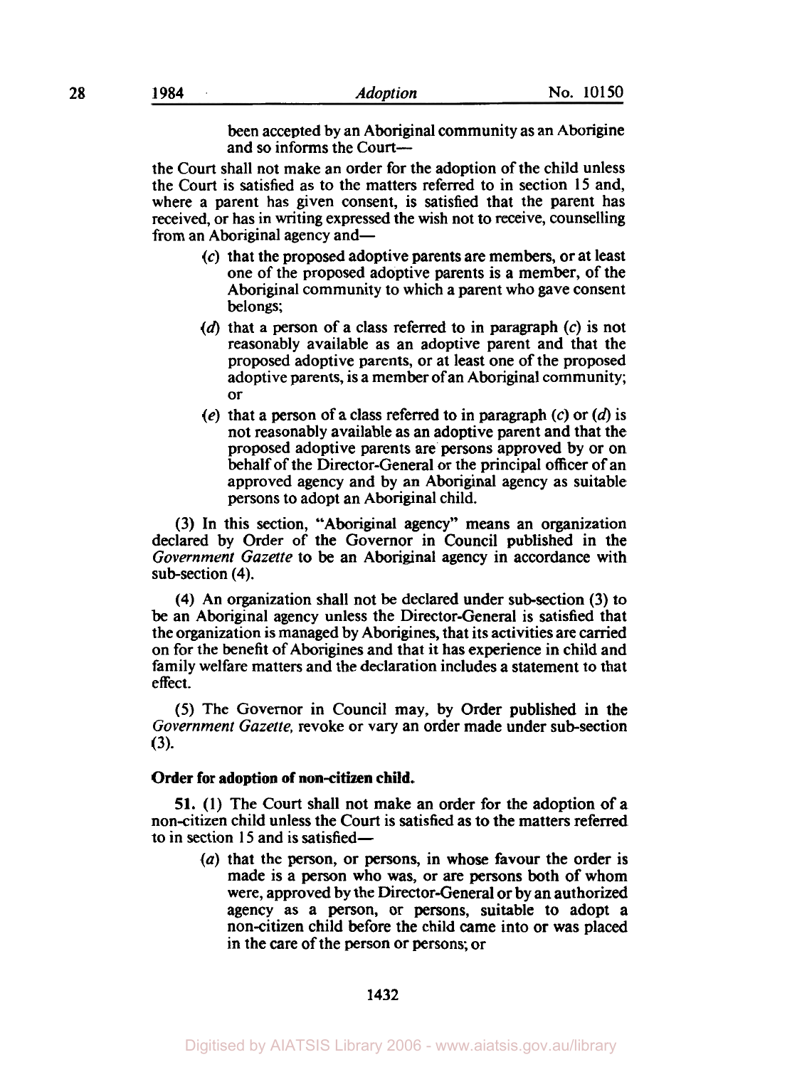been accepted by an Aboriginal community as an Aborigine and so informs the Court—

the Court shall not make an order for the adoption of the child unless the Court is satisfied as to the matters referred to in section 15 and, where a parent has given consent, is satisfied that the parent has received, or has in writing expressed the wish not to receive, counselling from an Aboriginal agency and—

(*c*) that the proposed adoptive parents are members, or at least one of the proposed adoptive parents is a member, of the Aboriginal community to which a parent who gave consent belongs;

(*d*) that a person of a class referred to in paragraph (*c*) is not reasonably available as an adoptive parent and that the proposed adoptive parents, or at least one of the proposed adoptive parents, is a member of an Aboriginal community; or

(*e*) that a person of a class referred to in paragraph (*c*) or (*d*) is not reasonably available as an adoptive parent and that the proposed adoptive parents are persons approved by or on behalf of the Director-General or the principal officer of an approved agency and by an Aboriginal agency as suitable persons to adopt an Aboriginal child.

(3) In this section, "Aboriginal agency" means an organization declared by Order of the Governor in Council published in the *Government Gazette* to be an Aboriginal agency in accordance with sub-section (4).

(4) An organization shall not be declared under sub-section (3) to be an Aboriginal agency unless the Director-General is satisfied that the organization is managed by Aborigines, that its activities are carried on for the benefit of Aborigines and that it has experience in child and family welfare matters and the declaration includes a statement to that effect.

(5) The Governor in Council may, by Order published in the *Government Gazette*, revoke or vary an order made under sub-section (3).

**Order for adoption of non-citizen child.**

**51.** (1) The Court shall not make an order for the adoption of a non-citizen child unless the Court is satisfied as to the matters referred to in section 15 and is satisfied—

(*a*) that the person, or persons, in whose favour the order is made is a person who was, or are persons both of whom were, approved by the Director-General or by an authorized agency as a person, or persons, suitable to adopt a non-citizen child before the child came into or was placed in the care of the person or persons; or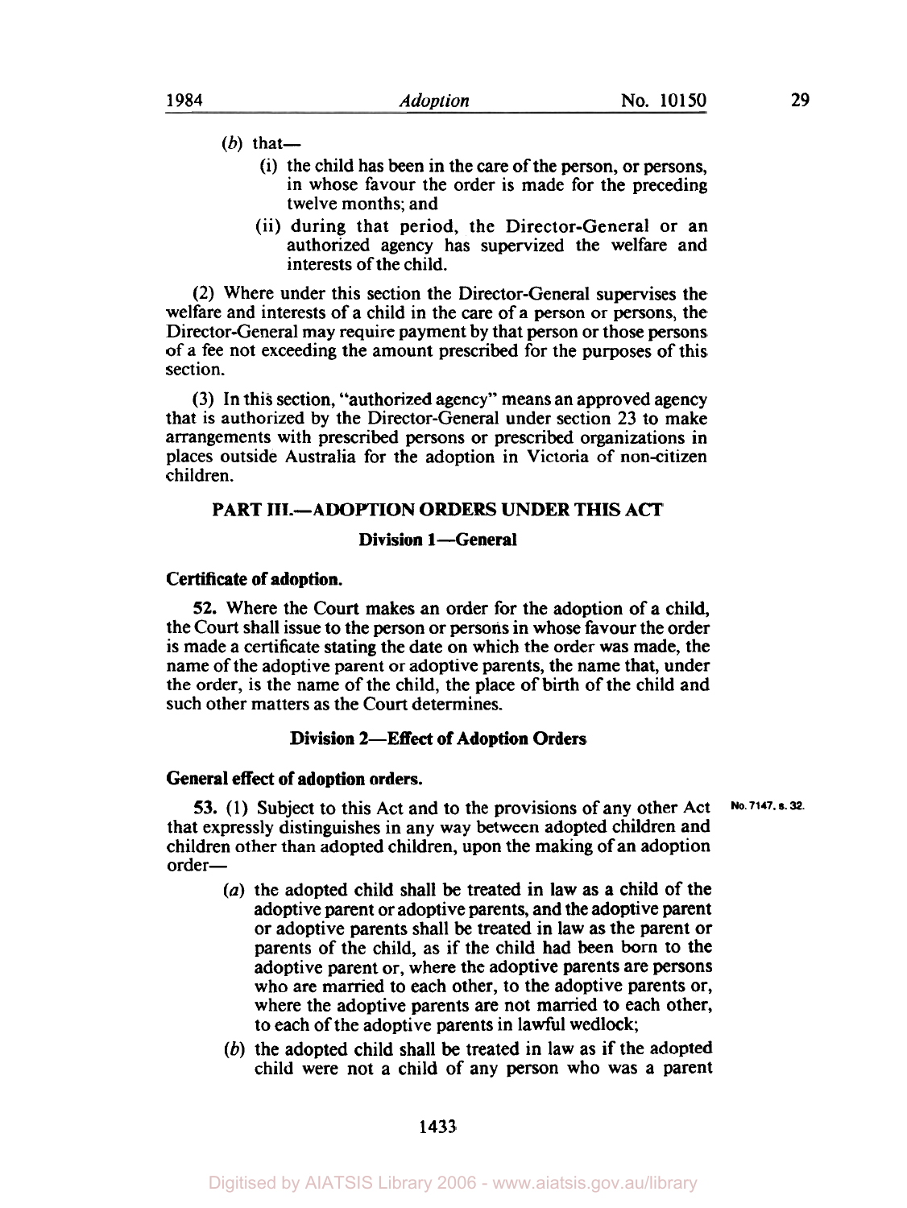(*b*) that—

(i) the child has been in the care of the person, or persons, in whose favour the order is made for the preceding twelve months; and

(ii) during that period, the Director-General or an authorized agency has supervized the welfare and interests of the child.

(2) Where under this section the Director-General supervises the welfare and interests of a child in the care of a person or persons, the Director-General may require payment by that person or those persons of a fee not exceeding the amount prescribed for the purposes of this section.

(3) In this section, "authorized agency" means an approved agency that is authorized by the Director-General under section 23 to make arrangements with prescribed persons or prescribed organizations in places outside Australia for the adoption in Victoria of non-citizen children.

## PART III.—ADOPTION ORDERS UNDER THIS ACT

### Division 1—General

**Certificate of adoption.**

**52.** Where the Court makes an order for the adoption of a child, the Court shall issue to the person or persons in whose favour the order is made a certificate stating the date on which the order was made, the name of the adoptive parent or adoptive parents, the name that, under the order, is the name of the child, the place of birth of the child and such other matters as the Court determines.

### Division 2—Effect of Adoption Orders

**General effect of adoption orders.**

No. 7147, s. 32.

**53.** (1) Subject to this Act and to the provisions of any other Act that expressly distinguishes in any way between adopted children and children other than adopted children, upon the making of an adoption order—

(*a*) the adopted child shall be treated in law as a child of the adoptive parent or adoptive parents, and the adoptive parent or adoptive parents shall be treated in law as the parent or parents of the child, as if the child had been born to the adoptive parent or, where the adoptive parents are persons who are married to each other, to the adoptive parents or, where the adoptive parents are not married to each other, to each of the adoptive parents in lawful wedlock;

(*b*) the adopted child shall be treated in law as if the adopted child were not a child of any person who was a parent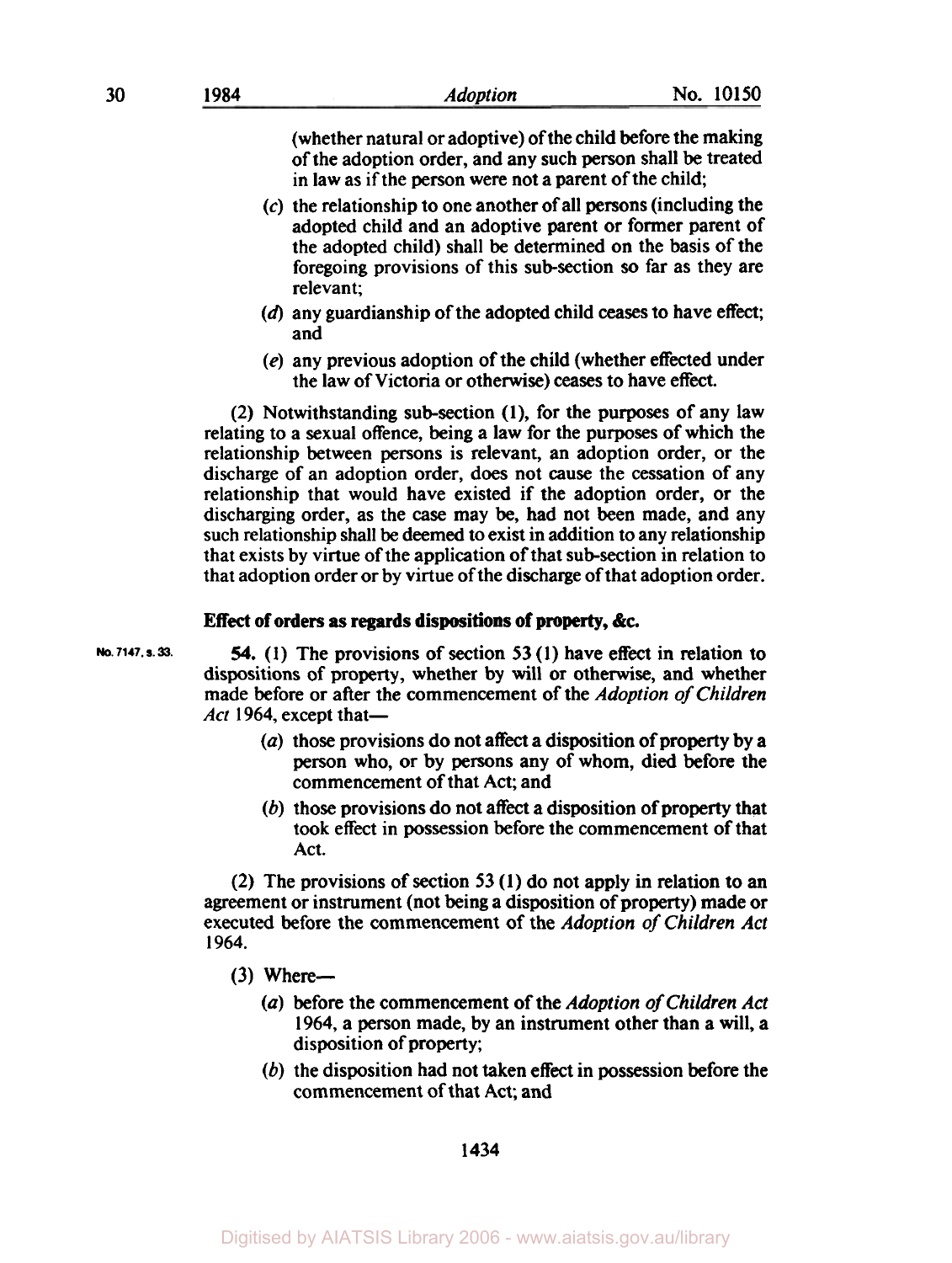(whether natural or adoptive) of the child before the making of the adoption order, and any such person shall be treated in law as if the person were not a parent of the child;

(*c*) the relationship to one another of all persons (including the adopted child and an adoptive parent or former parent of the adopted child) shall be determined on the basis of the foregoing provisions of this sub-section so far as they are relevant;

(*d*) any guardianship of the adopted child ceases to have effect; and

(*e*) any previous adoption of the child (whether effected under the law of Victoria or otherwise) ceases to have effect.

(2) Notwithstanding sub-section (1), for the purposes of any law relating to a sexual offence, being a law for the purposes of which the relationship between persons is relevant, an adoption order, or the discharge of an adoption order, does not cause the cessation of any relationship that would have existed if the adoption order, or the discharging order, as the case may be, had not been made, and any such relationship shall be deemed to exist in addition to any relationship that exists by virtue of the application of that sub-section in relation to that adoption order or by virtue of the discharge of that adoption order.

### Effect of orders as regards dispositions of property, &c.

No. 7147, s. 33.

**54.** (1) The provisions of section 53 (1) have effect in relation to dispositions of property, whether by will or otherwise, and whether made before or after the commencement of the *Adoption of Children Act* 1964, except that—

(*a*) those provisions do not affect a disposition of property by a person who, or by persons any of whom, died before the commencement of that Act; and

(*b*) those provisions do not affect a disposition of property that took effect in possession before the commencement of that Act.

(2) The provisions of section 53 (1) do not apply in relation to an agreement or instrument (not being a disposition of property) made or executed before the commencement of the *Adoption of Children Act* 1964.

(3) Where—

(*a*) before the commencement of the *Adoption of Children Act* 1964, a person made, by an instrument other than a will, a disposition of property;

(*b*) the disposition had not taken effect in possession before the commencement of that Act; and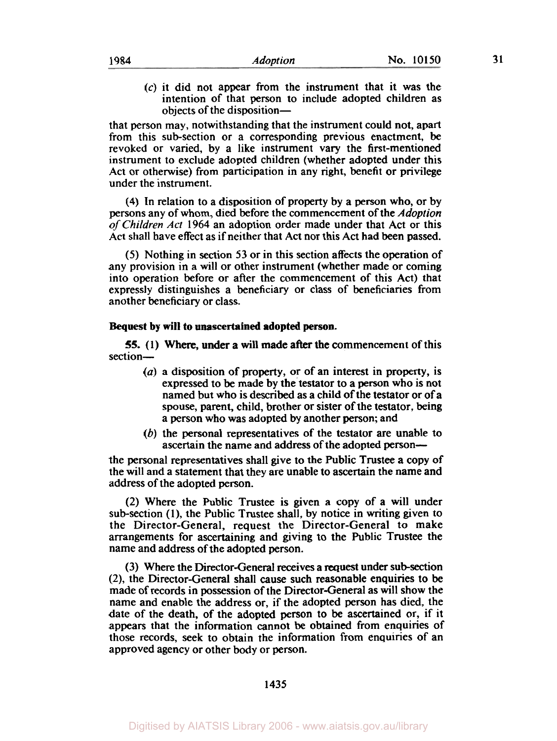(*c*) it did not appear from the instrument that it was the intention of that person to include adopted children as objects of the disposition—

that person may, notwithstanding that the instrument could not, apart from this sub-section or a corresponding previous enactment, be revoked or varied, by a like instrument vary the first-mentioned instrument to exclude adopted children (whether adopted under this Act or otherwise) from participation in any right, benefit or privilege under the instrument.

(4) In relation to a disposition of property by a person who, or by persons any of whom, died before the commencement of the *Adoption of Children Act* 1964 an adoption order made under that Act or this Act shall have effect as if neither that Act nor this Act had been passed.

(5) Nothing in section 53 or in this section affects the operation of any provision in a will or other instrument (whether made or coming into operation before or after the commencement of this Act) that expressly distinguishes a beneficiary or class of beneficiaries from another beneficiary or class.

**Bequest by will to unascertained adopted person.**

**55.** (1) Where, under a will made after the commencement of this section—

(*a*) a disposition of property, or of an interest in property, is expressed to be made by the testator to a person who is not named but who is described as a child of the testator or of a spouse, parent, child, brother or sister of the testator, being a person who was adopted by another person; and

(*b*) the personal representatives of the testator are unable to ascertain the name and address of the adopted person—

the personal representatives shall give to the Public Trustee a copy of the will and a statement that they are unable to ascertain the name and address of the adopted person.

(2) Where the Public Trustee is given a copy of a will under sub-section (1), the Public Trustee shall, by notice in writing given to the Director-General, request the Director-General to make arrangements for ascertaining and giving to the Public Trustee the name and address of the adopted person.

(3) Where the Director-General receives a request under sub-section (2), the Director-General shall cause such reasonable enquiries to be made of records in possession of the Director-General as will show the name and enable the address or, if the adopted person has died, the date of the death, of the adopted person to be ascertained or, if it appears that the information cannot be obtained from enquiries of those records, seek to obtain the information from enquiries of an approved agency or other body or person.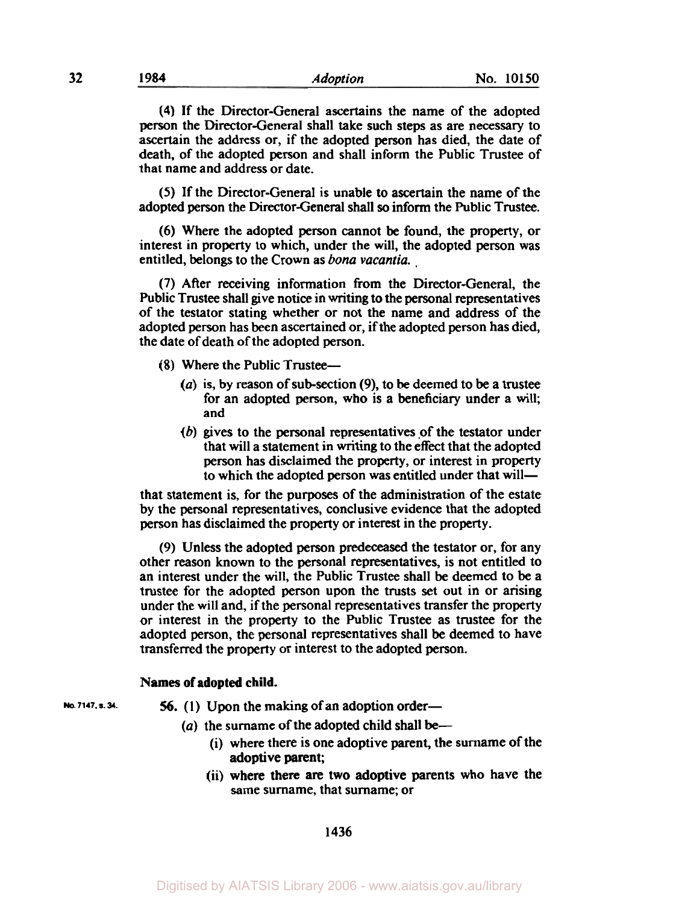(4) If the Director-General ascertains the name of the adopted person the Director-General shall take such steps as are necessary to ascertain the address or, if the adopted person has died, the date of death, of the adopted person and shall inform the Public Trustee of that name and address or date.

(5) If the Director-General is unable to ascertain the name of the adopted person the Director-General shall so inform the Public Trustee.

(6) Where the adopted person cannot be found, the property, or interest in property to which, under the will, the adopted person was entitled, belongs to the Crown as *bona vacantia.*

(7) After receiving information from the Director-General, the Public Trustee shall give notice in writing to the personal representatives of the testator stating whether or not the name and address of the adopted person has been ascertained or, if the adopted person has died, the date of death of the adopted person.

(8) Where the Public Trustee—

- (*a*) is, by reason of sub-section (9), to be deemed to be a trustee for an adopted person, who is a beneficiary under a will; and
- (*b*) gives to the personal representatives of the testator under that will a statement in writing to the effect that the adopted person has disclaimed the property, or interest in property to which the adopted person was entitled under that will—

that statement is, for the purposes of the administration of the estate by the personal representatives, conclusive evidence that the adopted person has disclaimed the property or interest in the property.

(9) Unless the adopted person predeceased the testator or, for any other reason known to the personal representatives, is not entitled to an interest under the will, the Public Trustee shall be deemed to be a trustee for the adopted person upon the trusts set out in or arising under the will and, if the personal representatives transfer the property or interest in the property to the Public Trustee as trustee for the adopted person, the personal representatives shall be deemed to have transferred the property or interest to the adopted person.

**Names of adopted child.**

No. 7147, s. 34.

**56.** (1) Upon the making of an adoption order—

- (*a*) the surname of the adopted child shall be—
  - (i) where there is one adoptive parent, the surname of the adoptive parent;
  - (ii) where there are two adoptive parents who have the same surname, that surname; or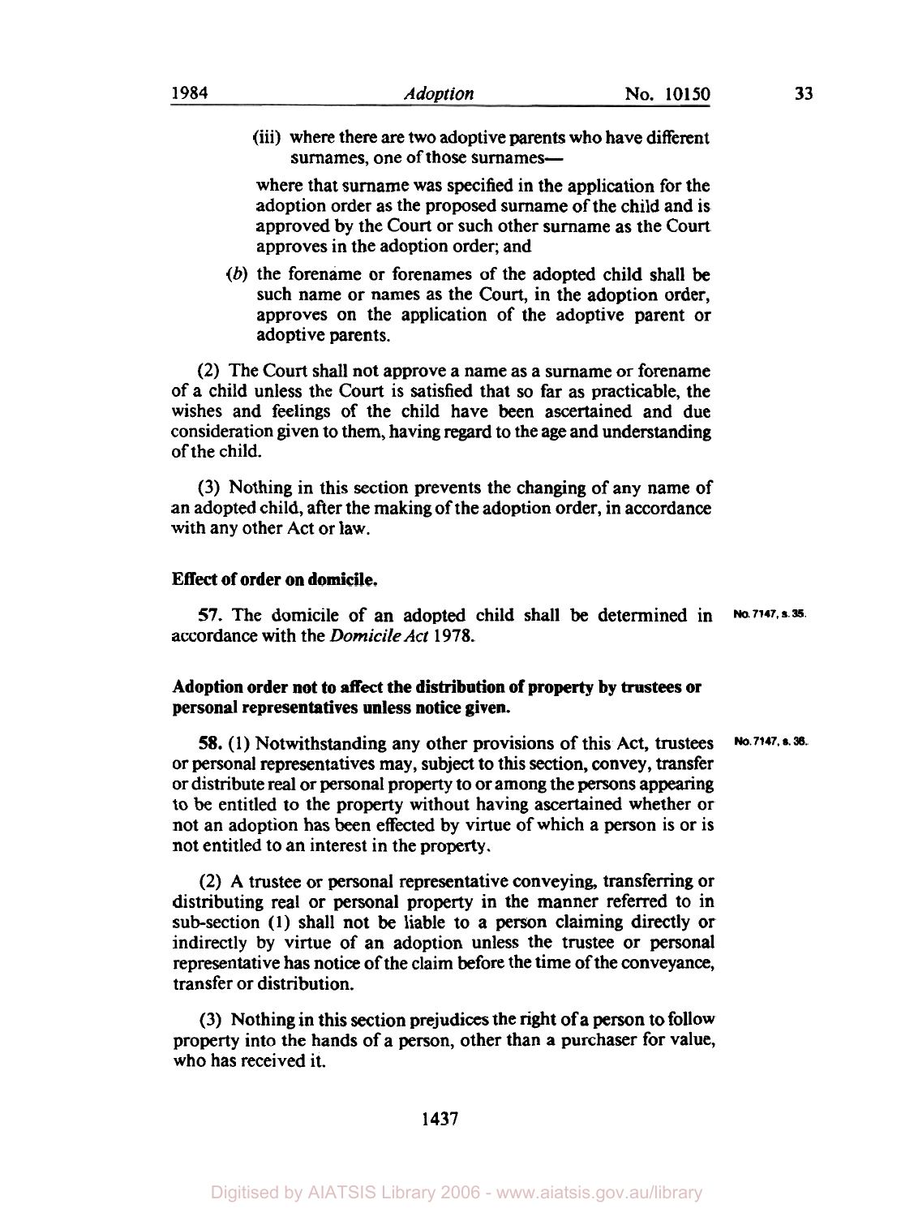(iii) where there are two adoptive parents who have different surnames, one of those surnames—

where that surname was specified in the application for the adoption order as the proposed surname of the child and is approved by the Court or such other surname as the Court approves in the adoption order; and

(b) the forename or forenames of the adopted child shall be such name or names as the Court, in the adoption order, approves on the application of the adoptive parent or adoptive parents.

(2) The Court shall not approve a name as a surname or forename of a child unless the Court is satisfied that so far as practicable, the wishes and feelings of the child have been ascertained and due consideration given to them, having regard to the age and understanding of the child.

(3) Nothing in this section prevents the changing of any name of an adopted child, after the making of the adoption order, in accordance with any other Act or law.

**Effect of order on domicile.**

57. The domicile of an adopted child shall be determined in accordance with the *Domicile Act* 1978.

No. 7147, s. 35.

**Adoption order not to affect the distribution of property by trustees or personal representatives unless notice given.**

58. (1) Notwithstanding any other provisions of this Act, trustees or personal representatives may, subject to this section, convey, transfer or distribute real or personal property to or among the persons appearing to be entitled to the property without having ascertained whether or not an adoption has been effected by virtue of which a person is or is not entitled to an interest in the property.

No. 7147, s. 36.

(2) A trustee or personal representative conveying, transferring or distributing real or personal property in the manner referred to in sub-section (1) shall not be liable to a person claiming directly or indirectly by virtue of an adoption unless the trustee or personal representative has notice of the claim before the time of the conveyance, transfer or distribution.

(3) Nothing in this section prejudices the right of a person to follow property into the hands of a person, other than a purchaser for value, who has received it.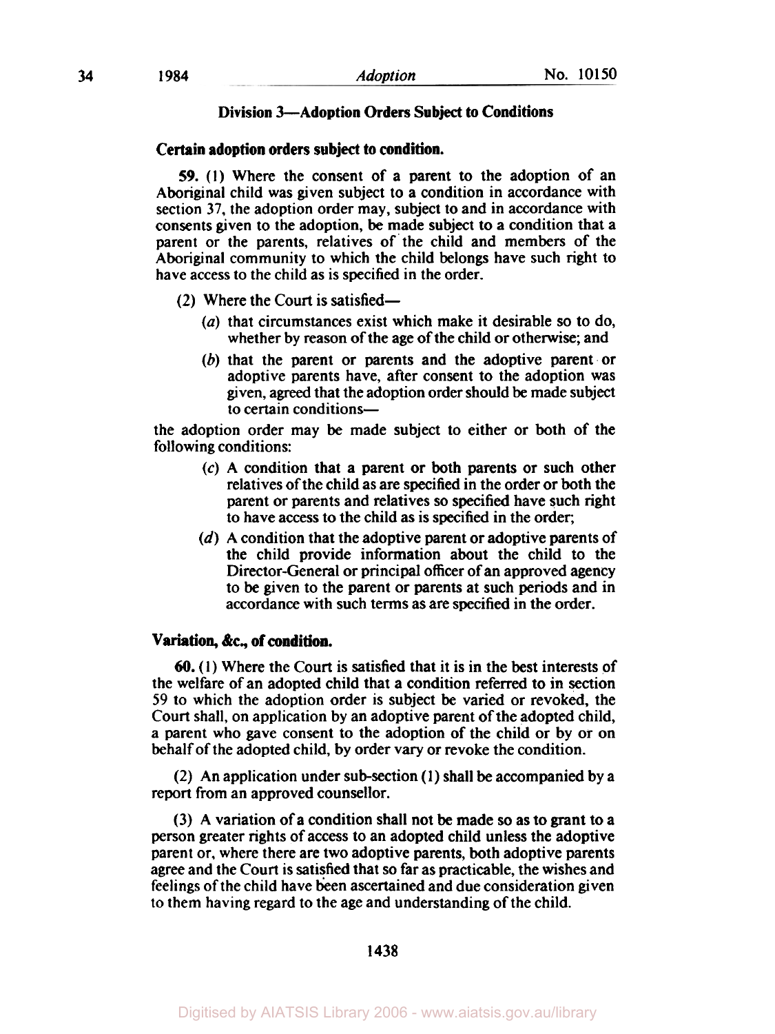## Division 3—Adoption Orders Subject to Conditions

### Certain adoption orders subject to condition.

**59.** (1) Where the consent of a parent to the adoption of an Aboriginal child was given subject to a condition in accordance with section 37, the adoption order may, subject to and in accordance with consents given to the adoption, be made subject to a condition that a parent or the parents, relatives of the child and members of the Aboriginal community to which the child belongs have such right to have access to the child as is specified in the order.

(2) Where the Court is satisfied—

(*a*) that circumstances exist which make it desirable so to do, whether by reason of the age of the child or otherwise; and

(*b*) that the parent or parents and the adoptive parent or adoptive parents have, after consent to the adoption was given, agreed that the adoption order should be made subject to certain conditions—

the adoption order may be made subject to either or both of the following conditions:

(*c*) A condition that a parent or both parents or such other relatives of the child as are specified in the order or both the parent or parents and relatives so specified have such right to have access to the child as is specified in the order;

(*d*) A condition that the adoptive parent or adoptive parents of the child provide information about the child to the Director-General or principal officer of an approved agency to be given to the parent or parents at such periods and in accordance with such terms as are specified in the order.

### Variation, &c., of condition.

**60.** (1) Where the Court is satisfied that it is in the best interests of the welfare of an adopted child that a condition referred to in section 59 to which the adoption order is subject be varied or revoked, the Court shall, on application by an adoptive parent of the adopted child, a parent who gave consent to the adoption of the child or by or on behalf of the adopted child, by order vary or revoke the condition.

(2) An application under sub-section (1) shall be accompanied by a report from an approved counsellor.

(3) A variation of a condition shall not be made so as to grant to a person greater rights of access to an adopted child unless the adoptive parent or, where there are two adoptive parents, both adoptive parents agree and the Court is satisfied that so far as practicable, the wishes and feelings of the child have been ascertained and due consideration given to them having regard to the age and understanding of the child.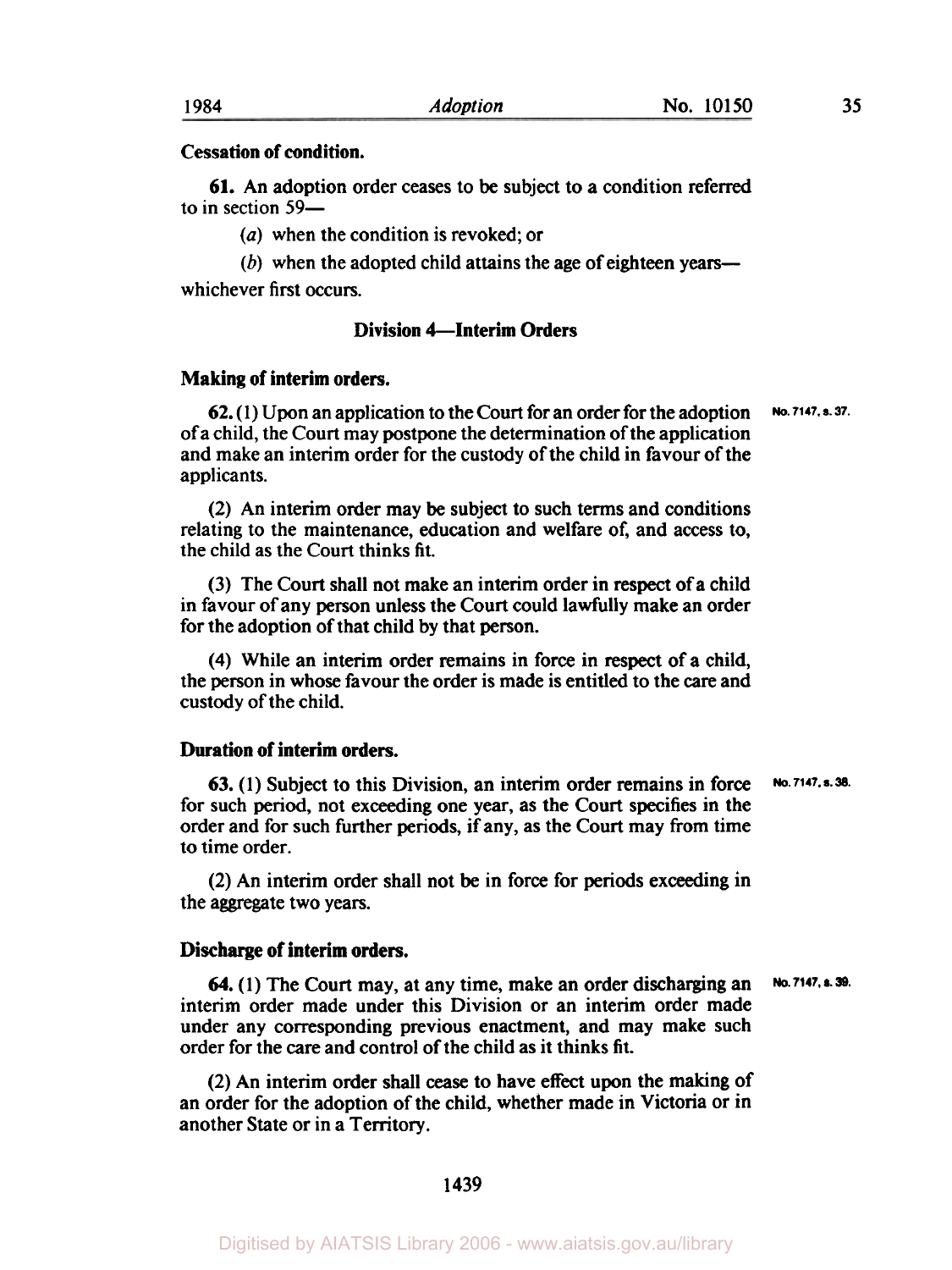**Cessation of condition.**

**61.** An adoption order ceases to be subject to a condition referred to in section 59—

(*a*) when the condition is revoked; or

(*b*) when the adopted child attains the age of eighteen years—

whichever first occurs.

## Division 4—Interim Orders

**Making of interim orders.**

**62.** (1) Upon an application to the Court for an order for the adoption of a child, the Court may postpone the determination of the application and make an interim order for the custody of the child in favour of the applicants.

No. 7147, s. 37.

(2) An interim order may be subject to such terms and conditions relating to the maintenance, education and welfare of, and access to, the child as the Court thinks fit.

(3) The Court shall not make an interim order in respect of a child in favour of any person unless the Court could lawfully make an order for the adoption of that child by that person.

(4) While an interim order remains in force in respect of a child, the person in whose favour the order is made is entitled to the care and custody of the child.

**Duration of interim orders.**

**63.** (1) Subject to this Division, an interim order remains in force for such period, not exceeding one year, as the Court specifies in the order and for such further periods, if any, as the Court may from time to time order.

No. 7147, s. 38.

(2) An interim order shall not be in force for periods exceeding in the aggregate two years.

**Discharge of interim orders.**

**64.** (1) The Court may, at any time, make an order discharging an interim order made under this Division or an interim order made under any corresponding previous enactment, and may make such order for the care and control of the child as it thinks fit.

No. 7147, s. 39.

(2) An interim order shall cease to have effect upon the making of an order for the adoption of the child, whether made in Victoria or in another State or in a Territory.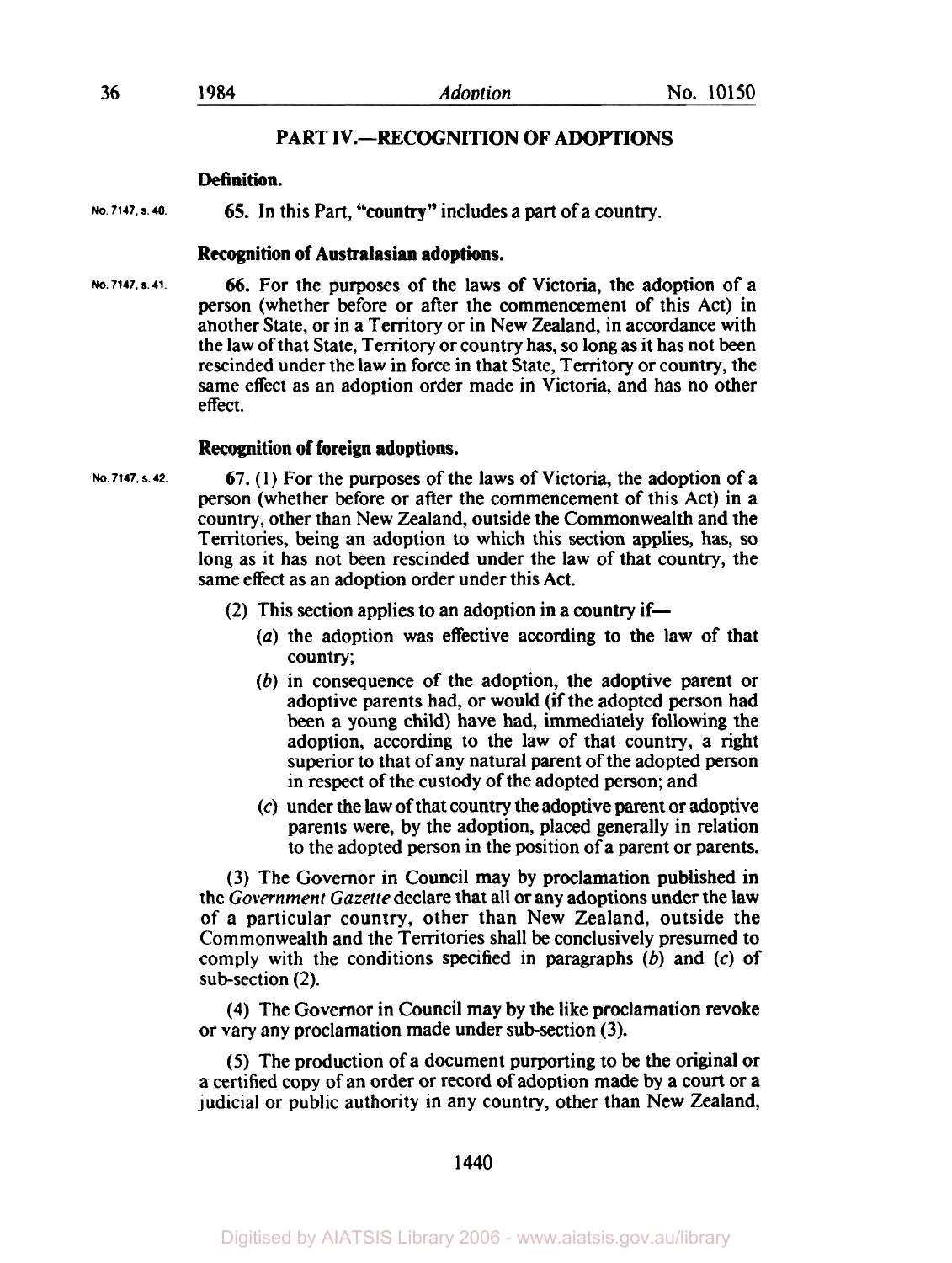## PART IV.—RECOGNITION OF ADOPTIONS

**Definition.**

No. 7147, s. 40.

**65.** In this Part, "**country**" includes a part of a country.

**Recognition of Australasian adoptions.**

No. 7147, s. 41.

**66.** For the purposes of the laws of Victoria, the adoption of a person (whether before or after the commencement of this Act) in another State, or in a Territory or in New Zealand, in accordance with the law of that State, Territory or country has, so long as it has not been rescinded under the law in force in that State, Territory or country, the same effect as an adoption order made in Victoria, and has no other effect.

**Recognition of foreign adoptions.**

No. 7147, s. 42.

**67.** (1) For the purposes of the laws of Victoria, the adoption of a person (whether before or after the commencement of this Act) in a country, other than New Zealand, outside the Commonwealth and the Territories, being an adoption to which this section applies, has, so long as it has not been rescinded under the law of that country, the same effect as an adoption order under this Act.

(2) This section applies to an adoption in a country if—

- (*a*) the adoption was effective according to the law of that country;
- (*b*) in consequence of the adoption, the adoptive parent or adoptive parents had, or would (if the adopted person had been a young child) have had, immediately following the adoption, according to the law of that country, a right superior to that of any natural parent of the adopted person in respect of the custody of the adopted person; and
- (*c*) under the law of that country the adoptive parent or adoptive parents were, by the adoption, placed generally in relation to the adopted person in the position of a parent or parents.

(3) The Governor in Council may by proclamation published in the *Government Gazette* declare that all or any adoptions under the law of a particular country, other than New Zealand, outside the Commonwealth and the Territories shall be conclusively presumed to comply with the conditions specified in paragraphs (*b*) and (*c*) of sub-section (2).

(4) The Governor in Council may by the like proclamation revoke or vary any proclamation made under sub-section (3).

(5) The production of a document purporting to be the original or a certified copy of an order or record of adoption made by a court or a judicial or public authority in any country, other than New Zealand,